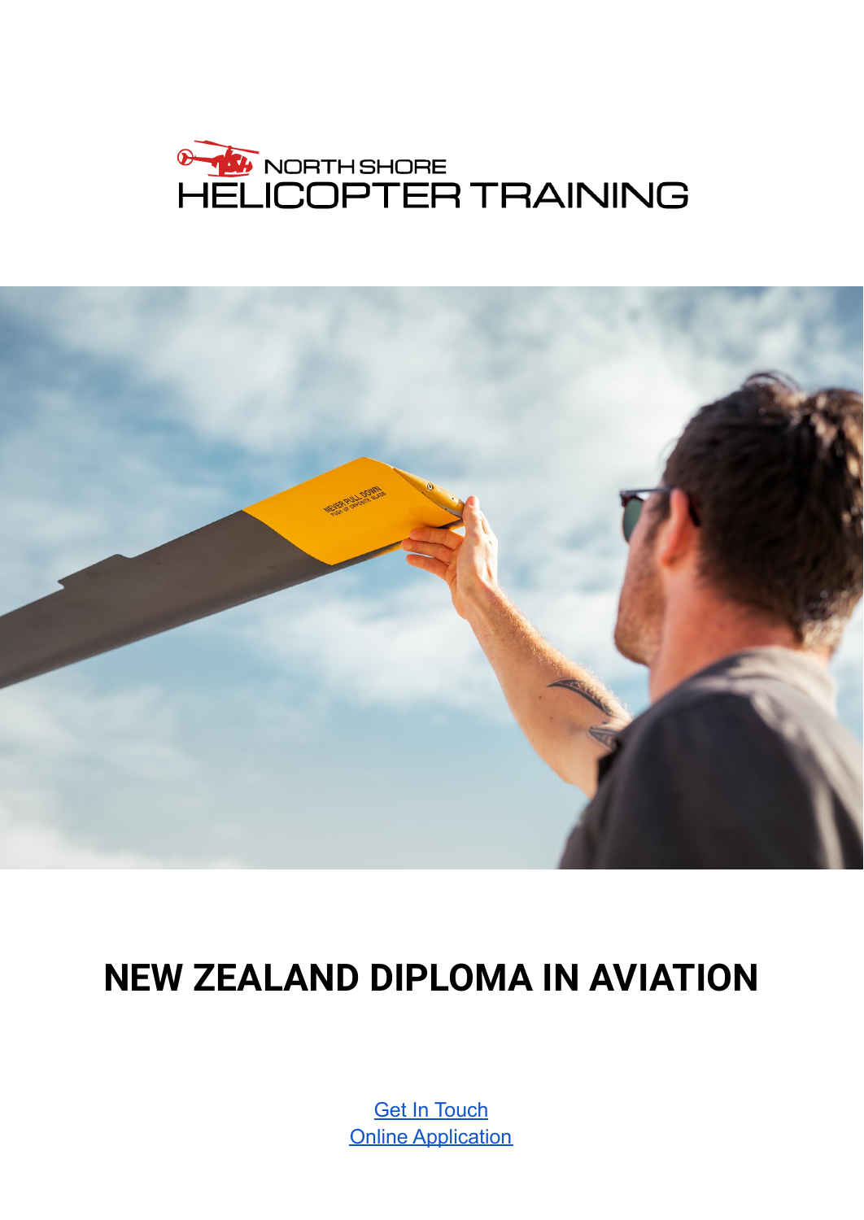NORTH SHORE
HELICOPTER TRAINING

# NEW ZEALAND DIPLOMA IN AVIATION

Get In Touch
Online Application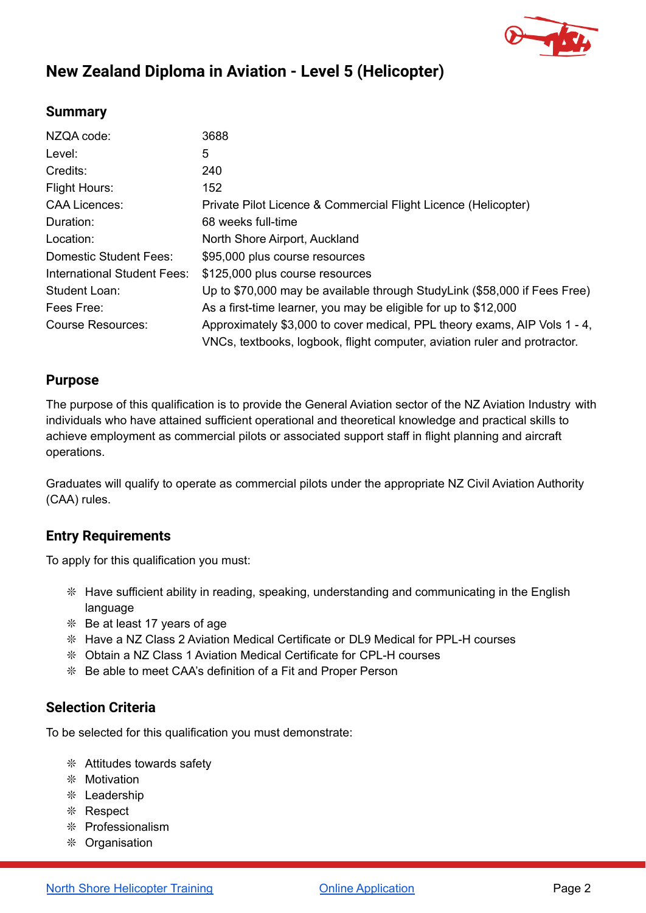# New Zealand Diploma in Aviation - Level 5 (Helicopter)

## Summary

| | |
|---|---|
| NZQA code: | 3688 |
| Level: | 5 |
| Credits: | 240 |
| Flight Hours: | 152 |
| CAA Licences: | Private Pilot Licence & Commercial Flight Licence (Helicopter) |
| Duration: | 68 weeks full-time |
| Location: | North Shore Airport, Auckland |
| Domestic Student Fees: | $95,000 plus course resources |
| International Student Fees: | $125,000 plus course resources |
| Student Loan: | Up to $70,000 may be available through StudyLink ($58,000 if Fees Free) |
| Fees Free: | As a first-time learner, you may be eligible for up to $12,000 |
| Course Resources: | Approximately $3,000 to cover medical, PPL theory exams, AIP Vols 1 - 4, VNCs, textbooks, logbook, flight computer, aviation ruler and protractor. |

## Purpose

The purpose of this qualification is to provide the General Aviation sector of the NZ Aviation Industry with individuals who have attained sufficient operational and theoretical knowledge and practical skills to achieve employment as commercial pilots or associated support staff in flight planning and aircraft operations.

Graduates will qualify to operate as commercial pilots under the appropriate NZ Civil Aviation Authority (CAA) rules.

## Entry Requirements

To apply for this qualification you must:

- Have sufficient ability in reading, speaking, understanding and communicating in the English language
- Be at least 17 years of age
- Have a NZ Class 2 Aviation Medical Certificate or DL9 Medical for PPL-H courses
- Obtain a NZ Class 1 Aviation Medical Certificate for CPL-H courses
- Be able to meet CAA's definition of a Fit and Proper Person

## Selection Criteria

To be selected for this qualification you must demonstrate:

- Attitudes towards safety
- Motivation
- Leadership
- Respect
- Professionalism
- Organisation

[North Shore Helicopter Training](#) [Online Application](#)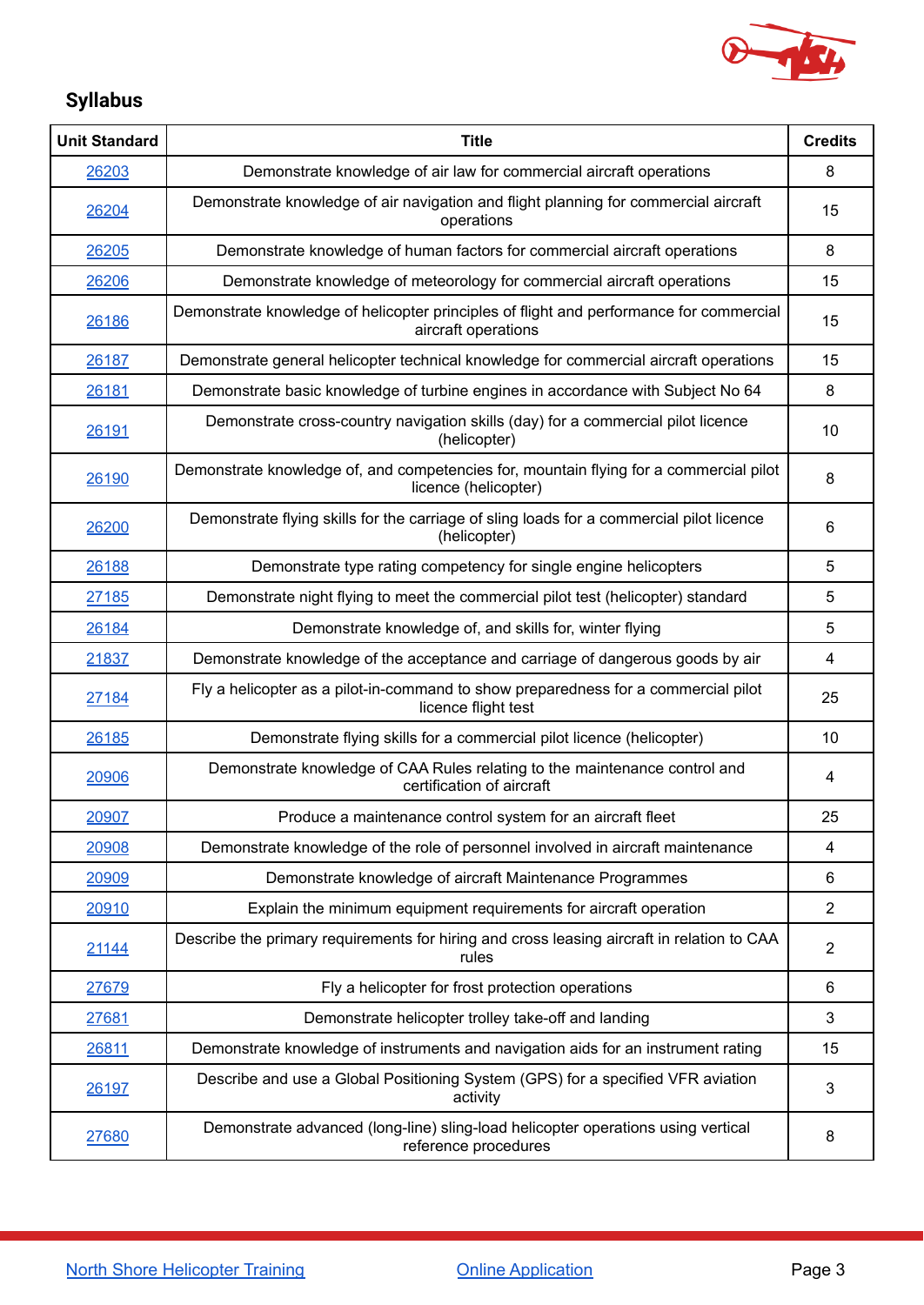## Syllabus

| Unit Standard | Title | Credits |
|---|---|---|
| 26203 | Demonstrate knowledge of air law for commercial aircraft operations | 8 |
| 26204 | Demonstrate knowledge of air navigation and flight planning for commercial aircraft operations | 15 |
| 26205 | Demonstrate knowledge of human factors for commercial aircraft operations | 8 |
| 26206 | Demonstrate knowledge of meteorology for commercial aircraft operations | 15 |
| 26186 | Demonstrate knowledge of helicopter principles of flight and performance for commercial aircraft operations | 15 |
| 26187 | Demonstrate general helicopter technical knowledge for commercial aircraft operations | 15 |
| 26181 | Demonstrate basic knowledge of turbine engines in accordance with Subject No 64 | 8 |
| 26191 | Demonstrate cross-country navigation skills (day) for a commercial pilot licence (helicopter) | 10 |
| 26190 | Demonstrate knowledge of, and competencies for, mountain flying for a commercial pilot licence (helicopter) | 8 |
| 26200 | Demonstrate flying skills for the carriage of sling loads for a commercial pilot licence (helicopter) | 6 |
| 26188 | Demonstrate type rating competency for single engine helicopters | 5 |
| 27185 | Demonstrate night flying to meet the commercial pilot test (helicopter) standard | 5 |
| 26184 | Demonstrate knowledge of, and skills for, winter flying | 5 |
| 21837 | Demonstrate knowledge of the acceptance and carriage of dangerous goods by air | 4 |
| 27184 | Fly a helicopter as a pilot-in-command to show preparedness for a commercial pilot licence flight test | 25 |
| 26185 | Demonstrate flying skills for a commercial pilot licence (helicopter) | 10 |
| 20906 | Demonstrate knowledge of CAA Rules relating to the maintenance control and certification of aircraft | 4 |
| 20907 | Produce a maintenance control system for an aircraft fleet | 25 |
| 20908 | Demonstrate knowledge of the role of personnel involved in aircraft maintenance | 4 |
| 20909 | Demonstrate knowledge of aircraft Maintenance Programmes | 6 |
| 20910 | Explain the minimum equipment requirements for aircraft operation | 2 |
| 21144 | Describe the primary requirements for hiring and cross leasing aircraft in relation to CAA rules | 2 |
| 27679 | Fly a helicopter for frost protection operations | 6 |
| 27681 | Demonstrate helicopter trolley take-off and landing | 3 |
| 26811 | Demonstrate knowledge of instruments and navigation aids for an instrument rating | 15 |
| 26197 | Describe and use a Global Positioning System (GPS) for a specified VFR aviation activity | 3 |
| 27680 | Demonstrate advanced (long-line) sling-load helicopter operations using vertical reference procedures | 8 |

North Shore Helicopter Training    Online Application